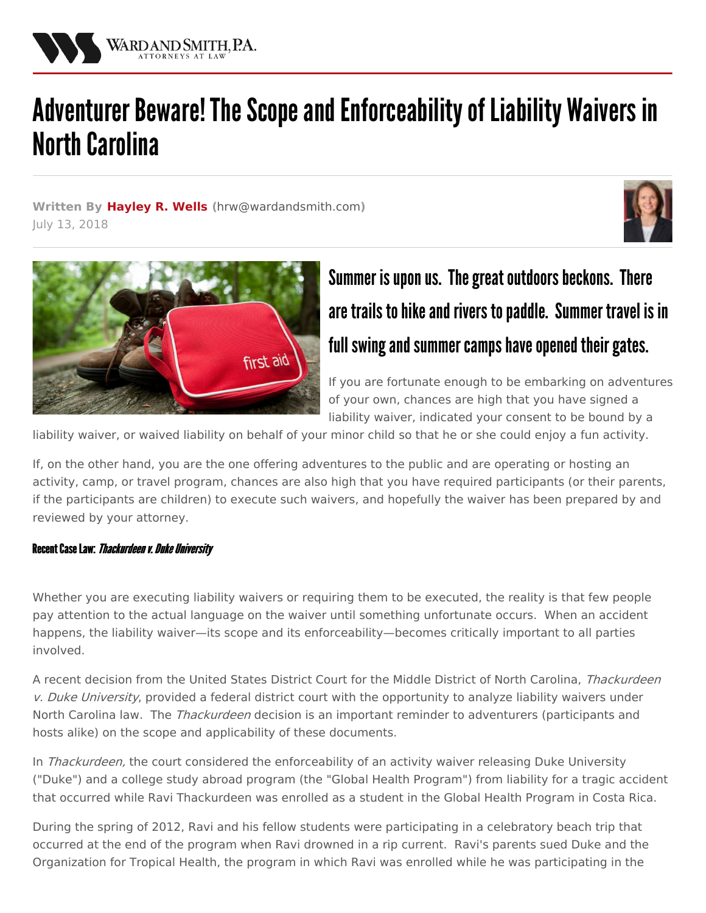WARD AND SMITH, P.A.
ATTORNEYS AT LAW

# Adventurer Beware! The Scope and Enforceability of Liability Waivers in North Carolina

**Written By Hayley R. Wells (hrw@wardandsmith.com)**
July 13, 2018

## Summer is upon us. The great outdoors beckons. There are trails to hike and rivers to paddle. Summer travel is in full swing and summer camps have opened their gates.

If you are fortunate enough to be embarking on adventures of your own, chances are high that you have signed a liability waiver, indicated your consent to be bound by a liability waiver, or waived liability on behalf of your minor child so that he or she could enjoy a fun activity.

If, on the other hand, you are the one offering adventures to the public and are operating or hosting an activity, camp, or travel program, chances are also high that you have required participants (or their parents, if the participants are children) to execute such waivers, and hopefully the waiver has been prepared by and reviewed by your attorney.

#### Recent Case Law: *Thackurdeen v. Duke University*

Whether you are executing liability waivers or requiring them to be executed, the reality is that few people pay attention to the actual language on the waiver until something unfortunate occurs. When an accident happens, the liability waiver—its scope and its enforceability—becomes critically important to all parties involved.

A recent decision from the United States District Court for the Middle District of North Carolina, *Thackurdeen v. Duke University*, provided a federal district court with the opportunity to analyze liability waivers under North Carolina law. The *Thackurdeen* decision is an important reminder to adventurers (participants and hosts alike) on the scope and applicability of these documents.

In *Thackurdeen,* the court considered the enforceability of an activity waiver releasing Duke University ("Duke") and a college study abroad program (the "Global Health Program") from liability for a tragic accident that occurred while Ravi Thackurdeen was enrolled as a student in the Global Health Program in Costa Rica.

During the spring of 2012, Ravi and his fellow students were participating in a celebratory beach trip that occurred at the end of the program when Ravi drowned in a rip current. Ravi's parents sued Duke and the Organization for Tropical Health, the program in which Ravi was enrolled while he was participating in the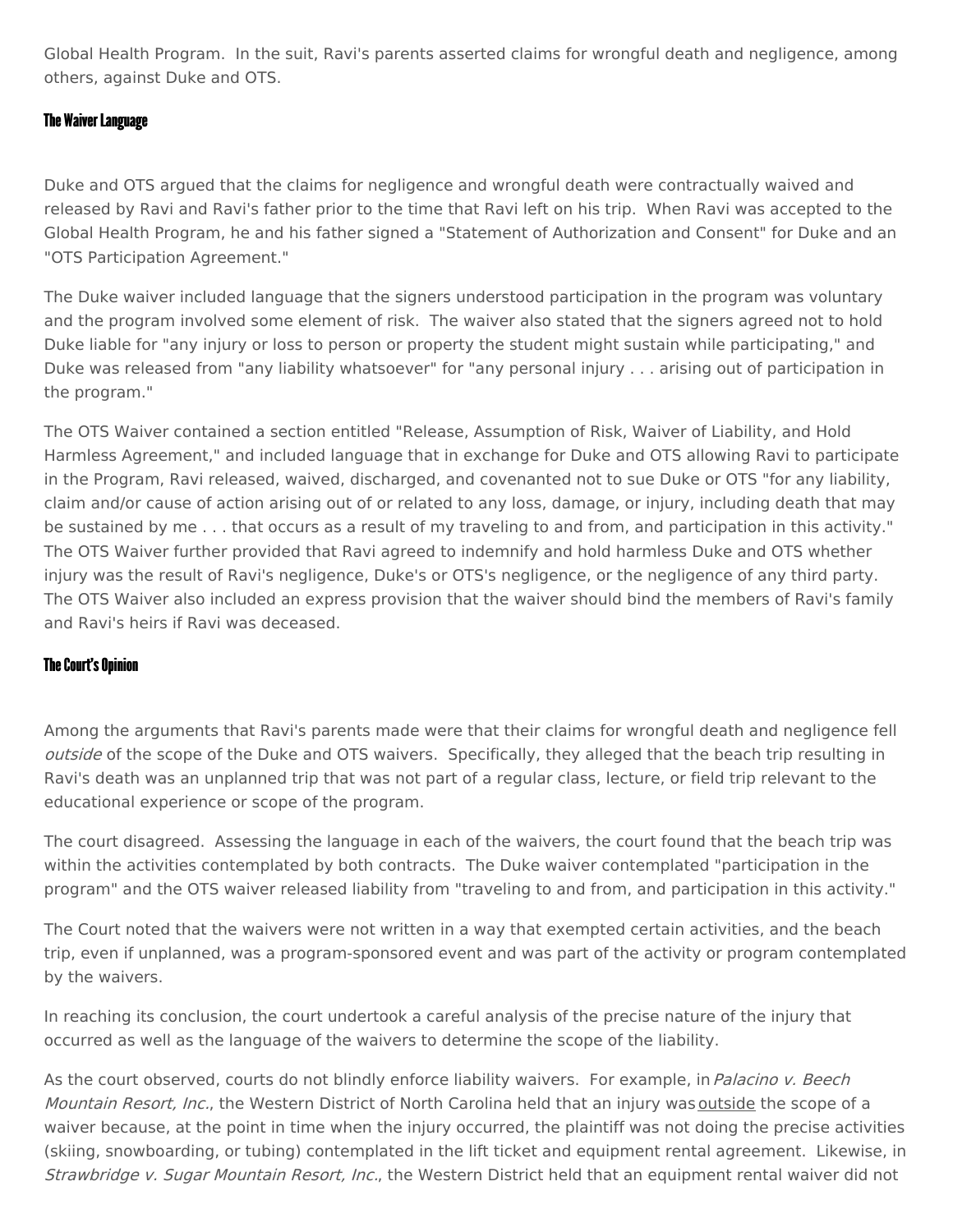Global Health Program. In the suit, Ravi's parents asserted claims for wrongful death and negligence, among others, against Duke and OTS.

### The Waiver Language

Duke and OTS argued that the claims for negligence and wrongful death were contractually waived and released by Ravi and Ravi's father prior to the time that Ravi left on his trip. When Ravi was accepted to the Global Health Program, he and his father signed a "Statement of Authorization and Consent" for Duke and an "OTS Participation Agreement."

The Duke waiver included language that the signers understood participation in the program was voluntary and the program involved some element of risk. The waiver also stated that the signers agreed not to hold Duke liable for "any injury or loss to person or property the student might sustain while participating," and Duke was released from "any liability whatsoever" for "any personal injury . . . arising out of participation in the program."

The OTS Waiver contained a section entitled "Release, Assumption of Risk, Waiver of Liability, and Hold Harmless Agreement," and included language that in exchange for Duke and OTS allowing Ravi to participate in the Program, Ravi released, waived, discharged, and covenanted not to sue Duke or OTS "for any liability, claim and/or cause of action arising out of or related to any loss, damage, or injury, including death that may be sustained by me . . . that occurs as a result of my traveling to and from, and participation in this activity." The OTS Waiver further provided that Ravi agreed to indemnify and hold harmless Duke and OTS whether injury was the result of Ravi's negligence, Duke's or OTS's negligence, or the negligence of any third party. The OTS Waiver also included an express provision that the waiver should bind the members of Ravi's family and Ravi's heirs if Ravi was deceased.

### The Court's Opinion

Among the arguments that Ravi's parents made were that their claims for wrongful death and negligence fell *outside* of the scope of the Duke and OTS waivers. Specifically, they alleged that the beach trip resulting in Ravi's death was an unplanned trip that was not part of a regular class, lecture, or field trip relevant to the educational experience or scope of the program.

The court disagreed. Assessing the language in each of the waivers, the court found that the beach trip was within the activities contemplated by both contracts. The Duke waiver contemplated "participation in the program" and the OTS waiver released liability from "traveling to and from, and participation in this activity."

The Court noted that the waivers were not written in a way that exempted certain activities, and the beach trip, even if unplanned, was a program-sponsored event and was part of the activity or program contemplated by the waivers.

In reaching its conclusion, the court undertook a careful analysis of the precise nature of the injury that occurred as well as the language of the waivers to determine the scope of the liability.

As the court observed, courts do not blindly enforce liability waivers. For example, in *Palacino v. Beech Mountain Resort, Inc.*, the Western District of North Carolina held that an injury was outside the scope of a waiver because, at the point in time when the injury occurred, the plaintiff was not doing the precise activities (skiing, snowboarding, or tubing) contemplated in the lift ticket and equipment rental agreement. Likewise, in *Strawbridge v. Sugar Mountain Resort, Inc.*, the Western District held that an equipment rental waiver did not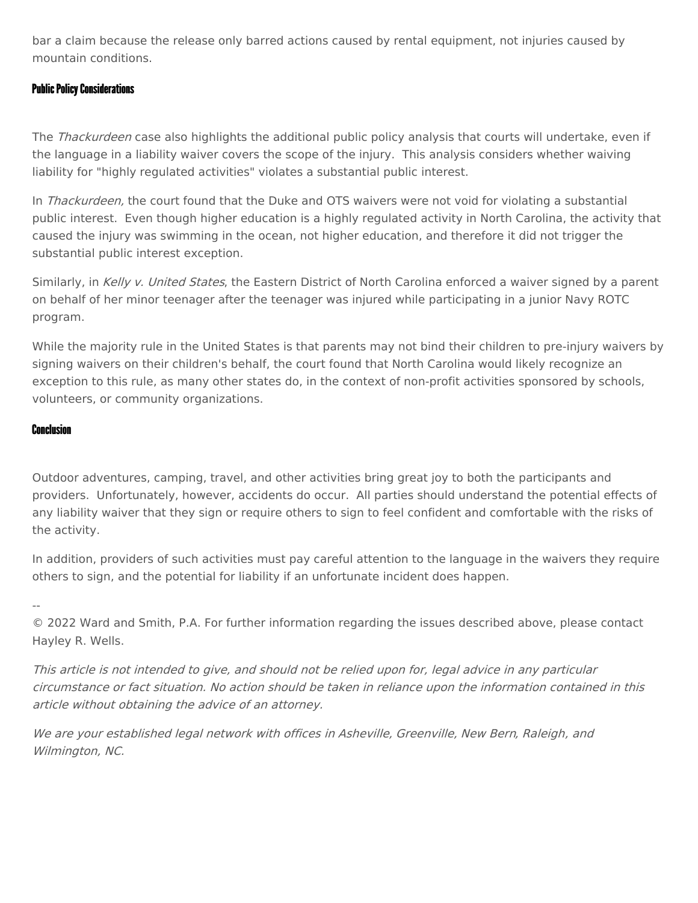bar a claim because the release only barred actions caused by rental equipment, not injuries caused by mountain conditions.

### Public Policy Considerations

The *Thackurdeen* case also highlights the additional public policy analysis that courts will undertake, even if the language in a liability waiver covers the scope of the injury. This analysis considers whether waiving liability for "highly regulated activities" violates a substantial public interest.

In *Thackurdeen,* the court found that the Duke and OTS waivers were not void for violating a substantial public interest. Even though higher education is a highly regulated activity in North Carolina, the activity that caused the injury was swimming in the ocean, not higher education, and therefore it did not trigger the substantial public interest exception.

Similarly, in *Kelly v. United States*, the Eastern District of North Carolina enforced a waiver signed by a parent on behalf of her minor teenager after the teenager was injured while participating in a junior Navy ROTC program.

While the majority rule in the United States is that parents may not bind their children to pre-injury waivers by signing waivers on their children's behalf, the court found that North Carolina would likely recognize an exception to this rule, as many other states do, in the context of non-profit activities sponsored by schools, volunteers, or community organizations.

### Conclusion

Outdoor adventures, camping, travel, and other activities bring great joy to both the participants and providers. Unfortunately, however, accidents do occur. All parties should understand the potential effects of any liability waiver that they sign or require others to sign to feel confident and comfortable with the risks of the activity.

In addition, providers of such activities must pay careful attention to the language in the waivers they require others to sign, and the potential for liability if an unfortunate incident does happen.

--

© 2022 Ward and Smith, P.A. For further information regarding the issues described above, please contact Hayley R. Wells.

*This article is not intended to give, and should not be relied upon for, legal advice in any particular circumstance or fact situation. No action should be taken in reliance upon the information contained in this article without obtaining the advice of an attorney.*

*We are your established legal network with offices in Asheville, Greenville, New Bern, Raleigh, and Wilmington, NC.*